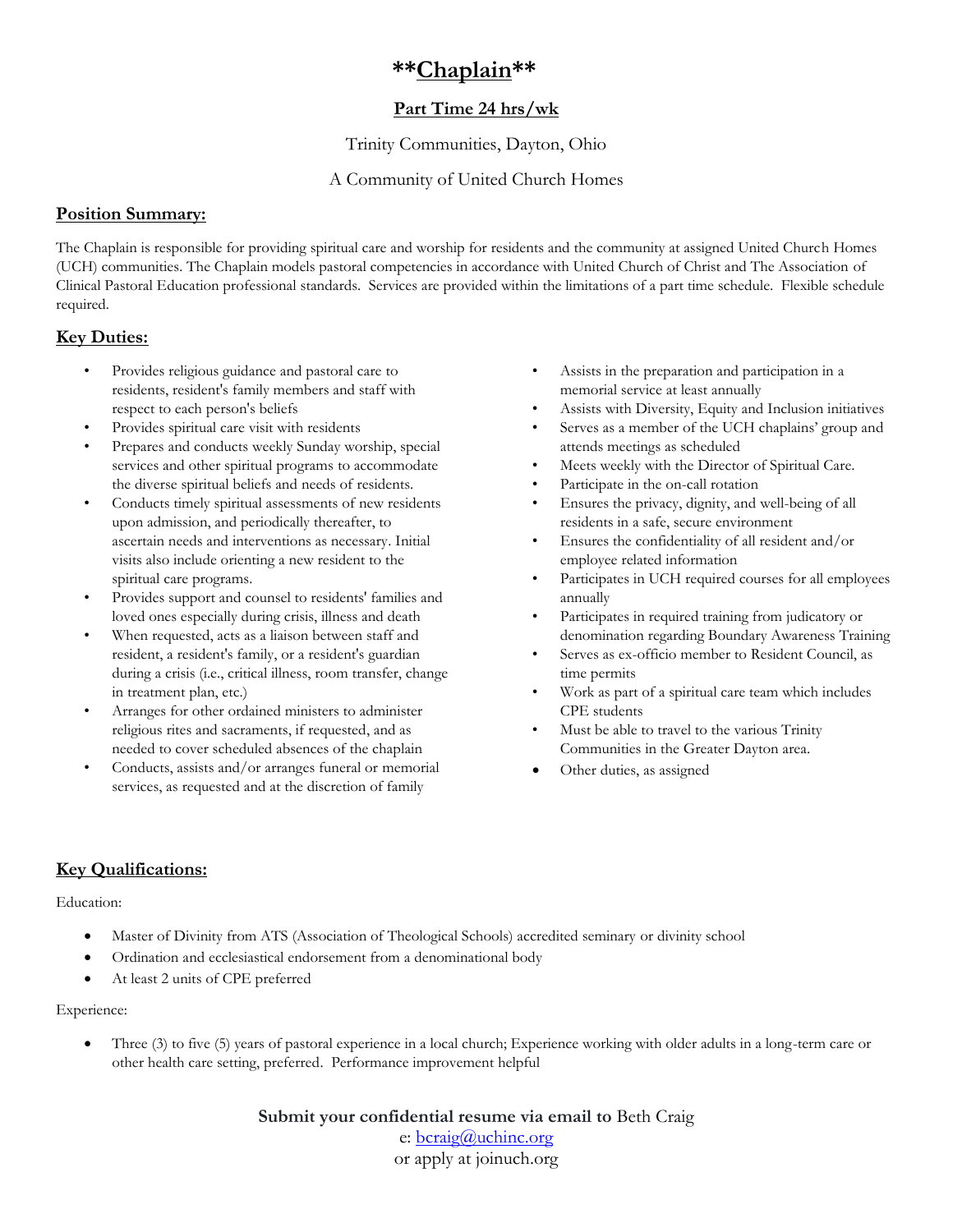# **Chaplain**

## Part Time 24 hrs/wk

Trinity Communities, Dayton, Ohio

A Community of United Church Homes

## Position Summary:

The Chaplain is responsible for providing spiritual care and worship for residents and the community at assigned United Church Homes (UCH) communities. The Chaplain models pastoral competencies in accordance with United Church of Christ and The Association of Clinical Pastoral Education professional standards. Services are provided within the limitations of a part time schedule. Flexible schedule required.

## Key Duties:

- Provides religious guidance and pastoral care to residents, resident's family members and staff with respect to each person's beliefs
- Provides spiritual care visit with residents
- Prepares and conducts weekly Sunday worship, special services and other spiritual programs to accommodate the diverse spiritual beliefs and needs of residents.
- Conducts timely spiritual assessments of new residents upon admission, and periodically thereafter, to ascertain needs and interventions as necessary. Initial visits also include orienting a new resident to the spiritual care programs.
- Provides support and counsel to residents' families and loved ones especially during crisis, illness and death
- When requested, acts as a liaison between staff and resident, a resident's family, or a resident's guardian during a crisis (i.e., critical illness, room transfer, change in treatment plan, etc.)
- Arranges for other ordained ministers to administer religious rites and sacraments, if requested, and as needed to cover scheduled absences of the chaplain
- Conducts, assists and/or arranges funeral or memorial services, as requested and at the discretion of family
- Assists in the preparation and participation in a memorial service at least annually
- Assists with Diversity, Equity and Inclusion initiatives
- Serves as a member of the UCH chaplains' group and attends meetings as scheduled
- Meets weekly with the Director of Spiritual Care.
- Participate in the on-call rotation
- Ensures the privacy, dignity, and well-being of all residents in a safe, secure environment
- Ensures the confidentiality of all resident and/or employee related information
- Participates in UCH required courses for all employees annually
- Participates in required training from judicatory or denomination regarding Boundary Awareness Training
- Serves as ex-officio member to Resident Council, as time permits
- Work as part of a spiritual care team which includes CPE students
- Must be able to travel to the various Trinity Communities in the Greater Dayton area.
- Other duties, as assigned

## Key Qualifications:

Education:

- Master of Divinity from ATS (Association of Theological Schools) accredited seminary or divinity school
- Ordination and ecclesiastical endorsement from a denominational body
- At least 2 units of CPE preferred

Experience:

- Three (3) to five (5) years of pastoral experience in a local church; Experience working with older adults in a long-term care or other health care setting, preferred. Performance improvement helpful

**Submit your confidential resume via email to** Beth Craig
e: bcraig@uchinc.org
or apply at joinuch.org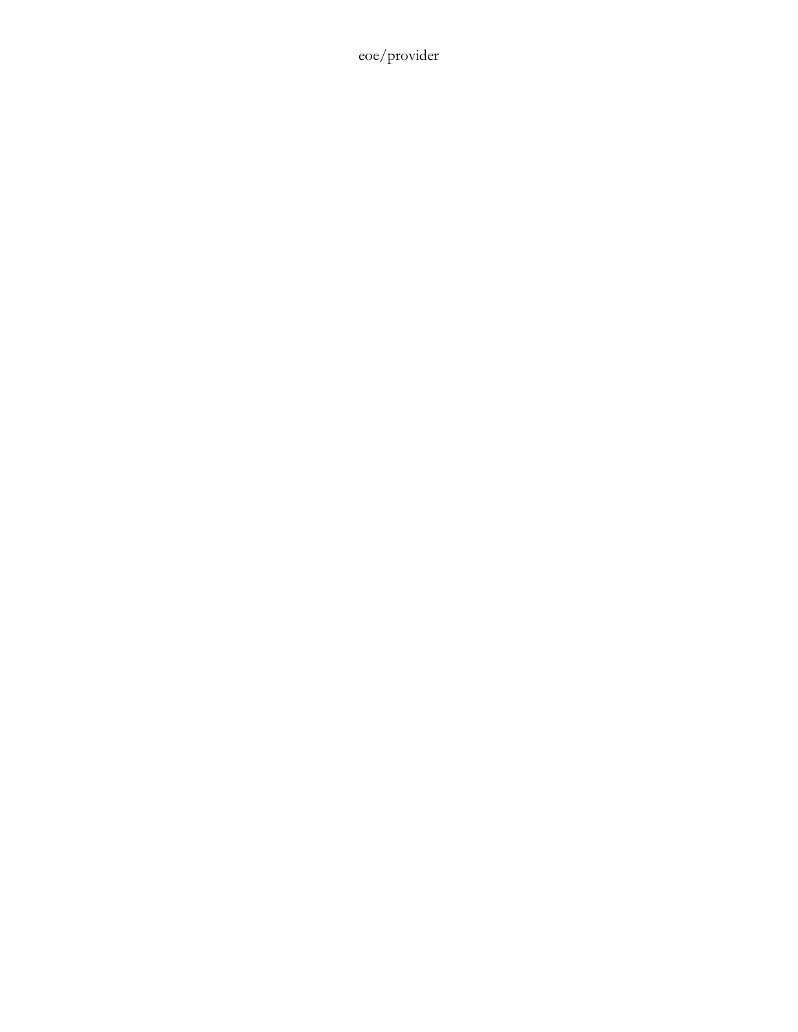eoe/provider